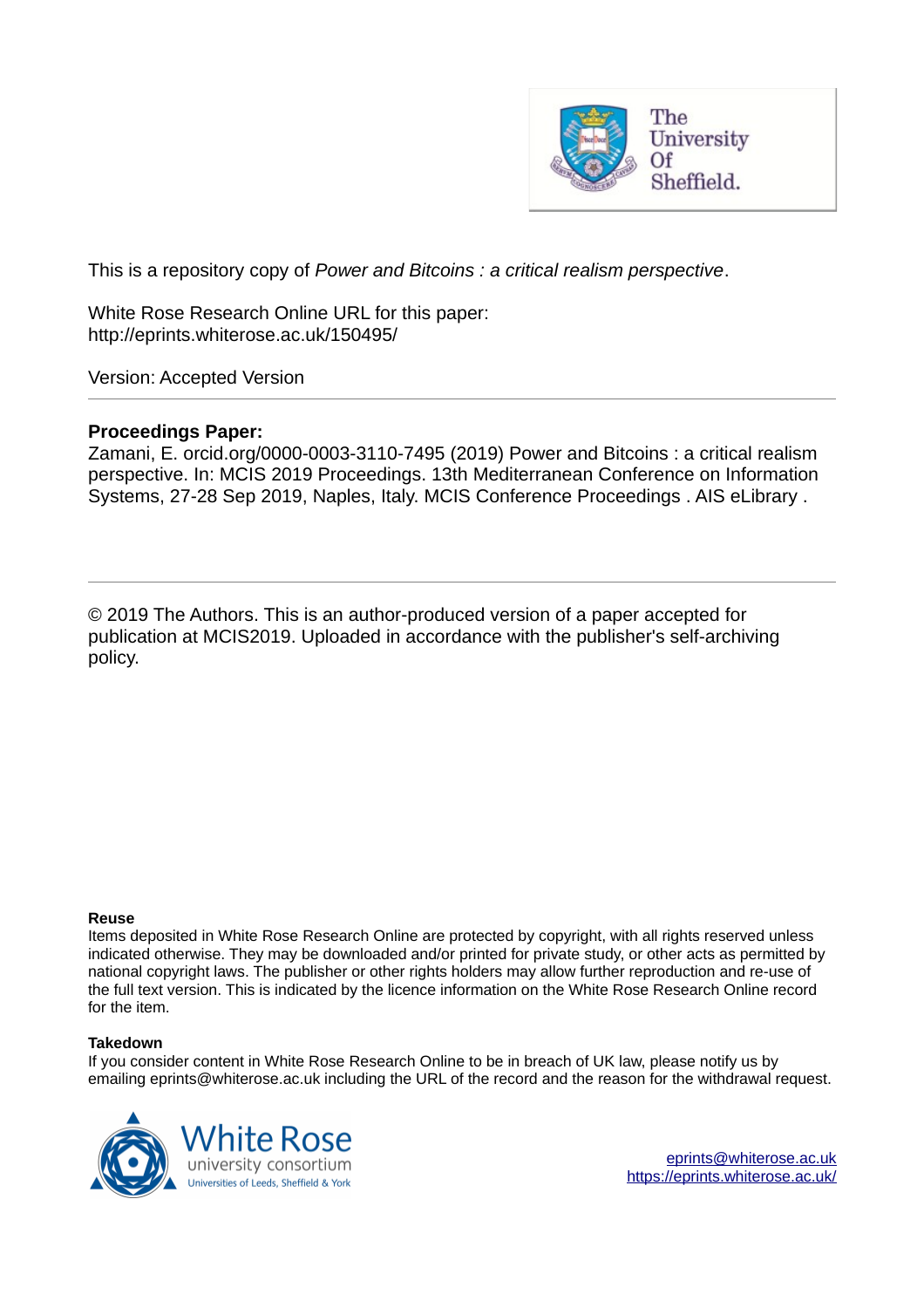This is a repository copy of *Power and Bitcoins : a critical realism perspective*.

White Rose Research Online URL for this paper:
http://eprints.whiterose.ac.uk/150495/

Version: Accepted Version

---

**Proceedings Paper:**

Zamani, E. orcid.org/0000-0003-3110-7495 (2019) Power and Bitcoins : a critical realism perspective. In: MCIS 2019 Proceedings. 13th Mediterranean Conference on Information Systems, 27-28 Sep 2019, Naples, Italy. MCIS Conference Proceedings . AIS eLibrary .

---

© 2019 The Authors. This is an author-produced version of a paper accepted for publication at MCIS2019. Uploaded in accordance with the publisher's self-archiving policy.

**Reuse**

Items deposited in White Rose Research Online are protected by copyright, with all rights reserved unless indicated otherwise. They may be downloaded and/or printed for private study, or other acts as permitted by national copyright laws. The publisher or other rights holders may allow further reproduction and re-use of the full text version. This is indicated by the licence information on the White Rose Research Online record for the item.

**Takedown**

If you consider content in White Rose Research Online to be in breach of UK law, please notify us by emailing eprints@whiterose.ac.uk including the URL of the record and the reason for the withdrawal request.

eprints@whiterose.ac.uk
https://eprints.whiterose.ac.uk/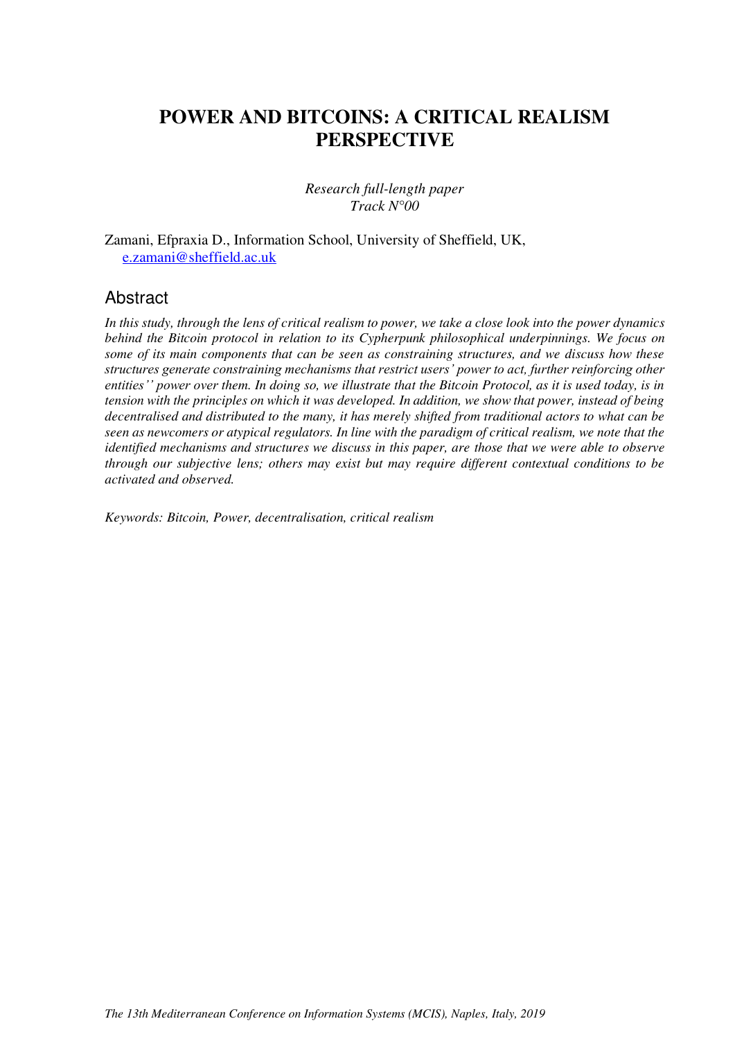# POWER AND BITCOINS: A CRITICAL REALISM PERSPECTIVE

*Research full-length paper*
*Track N°00*

Zamani, Efpraxia D., Information School, University of Sheffield, UK, e.zamani@sheffield.ac.uk

## Abstract

*In this study, through the lens of critical realism to power, we take a close look into the power dynamics behind the Bitcoin protocol in relation to its Cypherpunk philosophical underpinnings. We focus on some of its main components that can be seen as constraining structures, and we discuss how these structures generate constraining mechanisms that restrict users' power to act, further reinforcing other entities'' power over them. In doing so, we illustrate that the Bitcoin Protocol, as it is used today, is in tension with the principles on which it was developed. In addition, we show that power, instead of being decentralised and distributed to the many, it has merely shifted from traditional actors to what can be seen as newcomers or atypical regulators. In line with the paradigm of critical realism, we note that the identified mechanisms and structures we discuss in this paper, are those that we were able to observe through our subjective lens; others may exist but may require different contextual conditions to be activated and observed.*

*Keywords: Bitcoin, Power, decentralisation, critical realism*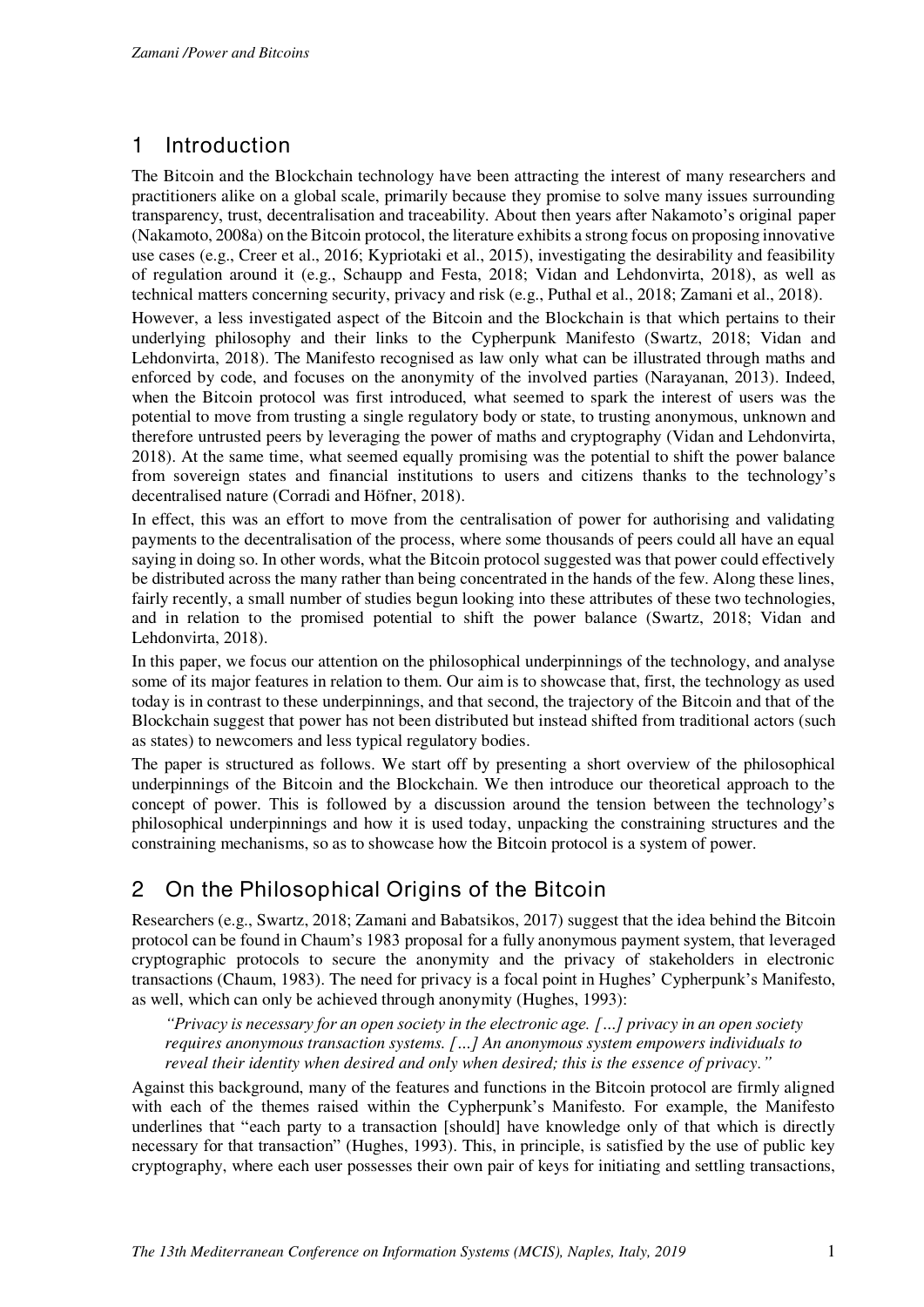# 1 Introduction

The Bitcoin and the Blockchain technology have been attracting the interest of many researchers and practitioners alike on a global scale, primarily because they promise to solve many issues surrounding transparency, trust, decentralisation and traceability. About then years after Nakamoto's original paper (Nakamoto, 2008a) on the Bitcoin protocol, the literature exhibits a strong focus on proposing innovative use cases (e.g., Creer et al., 2016; Kypriotaki et al., 2015), investigating the desirability and feasibility of regulation around it (e.g., Schaupp and Festa, 2018; Vidan and Lehdonvirta, 2018), as well as technical matters concerning security, privacy and risk (e.g., Puthal et al., 2018; Zamani et al., 2018).

However, a less investigated aspect of the Bitcoin and the Blockchain is that which pertains to their underlying philosophy and their links to the Cypherpunk Manifesto (Swartz, 2018; Vidan and Lehdonvirta, 2018). The Manifesto recognised as law only what can be illustrated through maths and enforced by code, and focuses on the anonymity of the involved parties (Narayanan, 2013). Indeed, when the Bitcoin protocol was first introduced, what seemed to spark the interest of users was the potential to move from trusting a single regulatory body or state, to trusting anonymous, unknown and therefore untrusted peers by leveraging the power of maths and cryptography (Vidan and Lehdonvirta, 2018). At the same time, what seemed equally promising was the potential to shift the power balance from sovereign states and financial institutions to users and citizens thanks to the technology's decentralised nature (Corradi and Höfner, 2018).

In effect, this was an effort to move from the centralisation of power for authorising and validating payments to the decentralisation of the process, where some thousands of peers could all have an equal saying in doing so. In other words, what the Bitcoin protocol suggested was that power could effectively be distributed across the many rather than being concentrated in the hands of the few. Along these lines, fairly recently, a small number of studies begun looking into these attributes of these two technologies, and in relation to the promised potential to shift the power balance (Swartz, 2018; Vidan and Lehdonvirta, 2018).

In this paper, we focus our attention on the philosophical underpinnings of the technology, and analyse some of its major features in relation to them. Our aim is to showcase that, first, the technology as used today is in contrast to these underpinnings, and that second, the trajectory of the Bitcoin and that of the Blockchain suggest that power has not been distributed but instead shifted from traditional actors (such as states) to newcomers and less typical regulatory bodies.

The paper is structured as follows. We start off by presenting a short overview of the philosophical underpinnings of the Bitcoin and the Blockchain. We then introduce our theoretical approach to the concept of power. This is followed by a discussion around the tension between the technology's philosophical underpinnings and how it is used today, unpacking the constraining structures and the constraining mechanisms, so as to showcase how the Bitcoin protocol is a system of power.

# 2 On the Philosophical Origins of the Bitcoin

Researchers (e.g., Swartz, 2018; Zamani and Babatsikos, 2017) suggest that the idea behind the Bitcoin protocol can be found in Chaum's 1983 proposal for a fully anonymous payment system, that leveraged cryptographic protocols to secure the anonymity and the privacy of stakeholders in electronic transactions (Chaum, 1983). The need for privacy is a focal point in Hughes' Cypherpunk's Manifesto, as well, which can only be achieved through anonymity (Hughes, 1993):

> *"Privacy is necessary for an open society in the electronic age. […] privacy in an open society requires anonymous transaction systems. […] An anonymous system empowers individuals to reveal their identity when desired and only when desired; this is the essence of privacy."*

Against this background, many of the features and functions in the Bitcoin protocol are firmly aligned with each of the themes raised within the Cypherpunk's Manifesto. For example, the Manifesto underlines that "each party to a transaction [should] have knowledge only of that which is directly necessary for that transaction" (Hughes, 1993). This, in principle, is satisfied by the use of public key cryptography, where each user possesses their own pair of keys for initiating and settling transactions,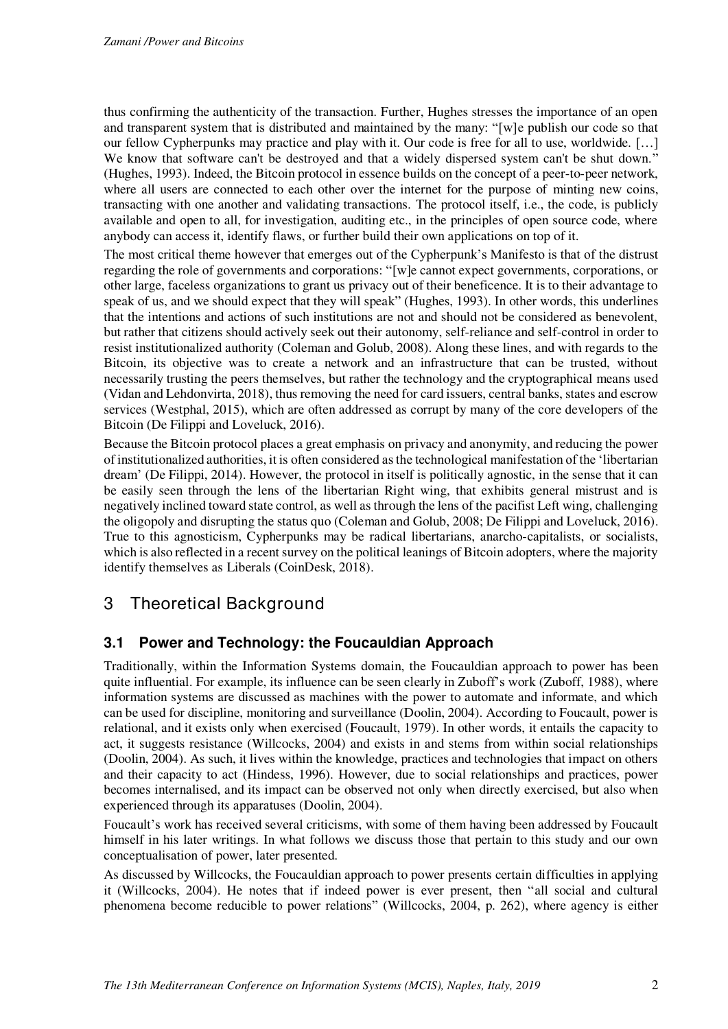thus confirming the authenticity of the transaction. Further, Hughes stresses the importance of an open and transparent system that is distributed and maintained by the many: "[w]e publish our code so that our fellow Cypherpunks may practice and play with it. Our code is free for all to use, worldwide. […] We know that software can't be destroyed and that a widely dispersed system can't be shut down." (Hughes, 1993). Indeed, the Bitcoin protocol in essence builds on the concept of a peer-to-peer network, where all users are connected to each other over the internet for the purpose of minting new coins, transacting with one another and validating transactions. The protocol itself, i.e., the code, is publicly available and open to all, for investigation, auditing etc., in the principles of open source code, where anybody can access it, identify flaws, or further build their own applications on top of it.

The most critical theme however that emerges out of the Cypherpunk's Manifesto is that of the distrust regarding the role of governments and corporations: "[w]e cannot expect governments, corporations, or other large, faceless organizations to grant us privacy out of their beneficence. It is to their advantage to speak of us, and we should expect that they will speak" (Hughes, 1993). In other words, this underlines that the intentions and actions of such institutions are not and should not be considered as benevolent, but rather that citizens should actively seek out their autonomy, self-reliance and self-control in order to resist institutionalized authority (Coleman and Golub, 2008). Along these lines, and with regards to the Bitcoin, its objective was to create a network and an infrastructure that can be trusted, without necessarily trusting the peers themselves, but rather the technology and the cryptographical means used (Vidan and Lehdonvirta, 2018), thus removing the need for card issuers, central banks, states and escrow services (Westphal, 2015), which are often addressed as corrupt by many of the core developers of the Bitcoin (De Filippi and Loveluck, 2016).

Because the Bitcoin protocol places a great emphasis on privacy and anonymity, and reducing the power of institutionalized authorities, it is often considered as the technological manifestation of the 'libertarian dream' (De Filippi, 2014). However, the protocol in itself is politically agnostic, in the sense that it can be easily seen through the lens of the libertarian Right wing, that exhibits general mistrust and is negatively inclined toward state control, as well as through the lens of the pacifist Left wing, challenging the oligopoly and disrupting the status quo (Coleman and Golub, 2008; De Filippi and Loveluck, 2016). True to this agnosticism, Cypherpunks may be radical libertarians, anarcho-capitalists, or socialists, which is also reflected in a recent survey on the political leanings of Bitcoin adopters, where the majority identify themselves as Liberals (CoinDesk, 2018).

## 3 Theoretical Background

### 3.1 Power and Technology: the Foucauldian Approach

Traditionally, within the Information Systems domain, the Foucauldian approach to power has been quite influential. For example, its influence can be seen clearly in Zuboff's work (Zuboff, 1988), where information systems are discussed as machines with the power to automate and informate, and which can be used for discipline, monitoring and surveillance (Doolin, 2004). According to Foucault, power is relational, and it exists only when exercised (Foucault, 1979). In other words, it entails the capacity to act, it suggests resistance (Willcocks, 2004) and exists in and stems from within social relationships (Doolin, 2004). As such, it lives within the knowledge, practices and technologies that impact on others and their capacity to act (Hindess, 1996). However, due to social relationships and practices, power becomes internalised, and its impact can be observed not only when directly exercised, but also when experienced through its apparatuses (Doolin, 2004).

Foucault's work has received several criticisms, with some of them having been addressed by Foucault himself in his later writings. In what follows we discuss those that pertain to this study and our own conceptualisation of power, later presented.

As discussed by Willcocks, the Foucauldian approach to power presents certain difficulties in applying it (Willcocks, 2004). He notes that if indeed power is ever present, then "all social and cultural phenomena become reducible to power relations" (Willcocks, 2004, p. 262), where agency is either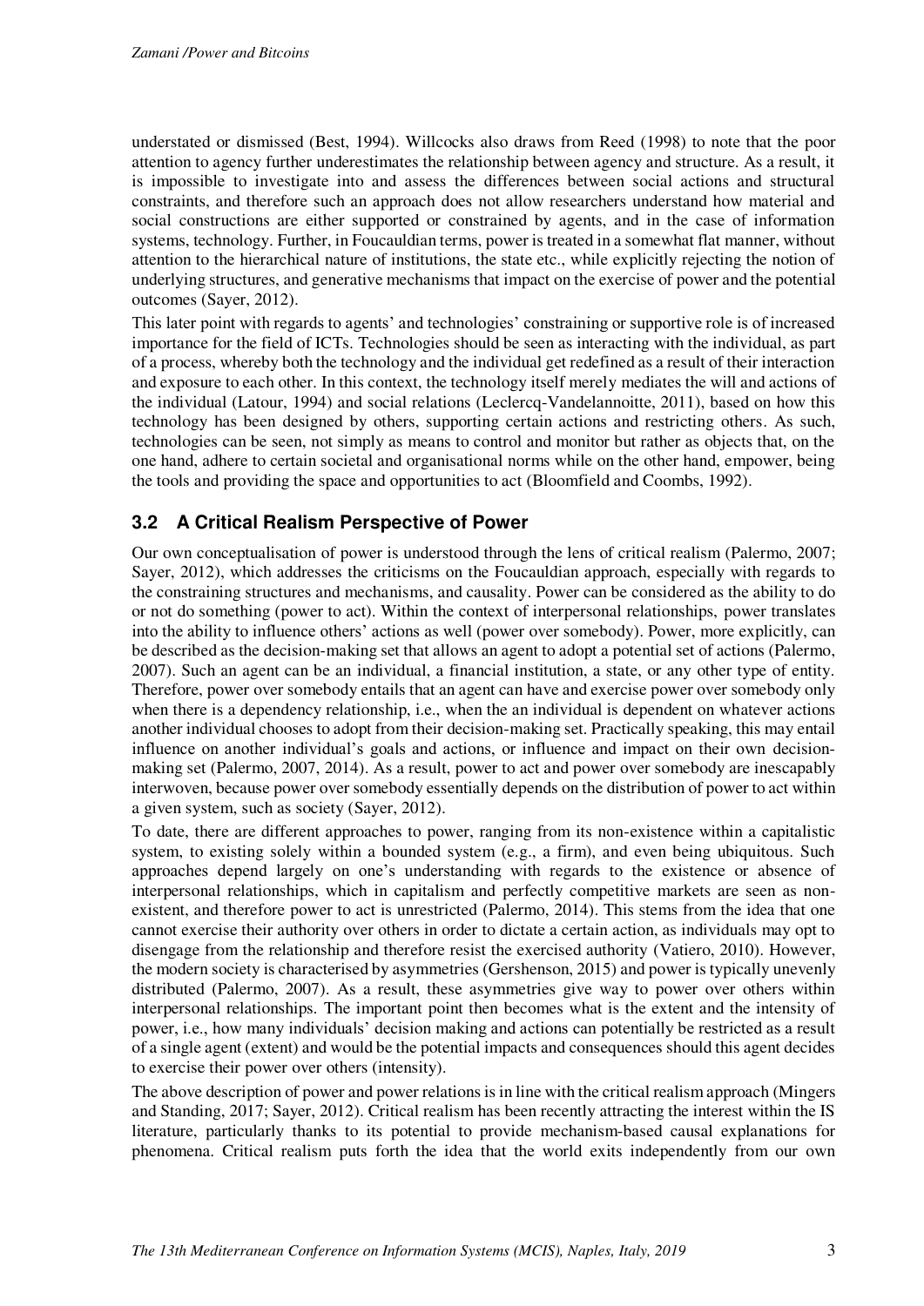understated or dismissed (Best, 1994). Willcocks also draws from Reed (1998) to note that the poor attention to agency further underestimates the relationship between agency and structure. As a result, it is impossible to investigate into and assess the differences between social actions and structural constraints, and therefore such an approach does not allow researchers understand how material and social constructions are either supported or constrained by agents, and in the case of information systems, technology. Further, in Foucauldian terms, power is treated in a somewhat flat manner, without attention to the hierarchical nature of institutions, the state etc., while explicitly rejecting the notion of underlying structures, and generative mechanisms that impact on the exercise of power and the potential outcomes (Sayer, 2012).

This later point with regards to agents' and technologies' constraining or supportive role is of increased importance for the field of ICTs. Technologies should be seen as interacting with the individual, as part of a process, whereby both the technology and the individual get redefined as a result of their interaction and exposure to each other. In this context, the technology itself merely mediates the will and actions of the individual (Latour, 1994) and social relations (Leclercq-Vandelannoitte, 2011), based on how this technology has been designed by others, supporting certain actions and restricting others. As such, technologies can be seen, not simply as means to control and monitor but rather as objects that, on the one hand, adhere to certain societal and organisational norms while on the other hand, empower, being the tools and providing the space and opportunities to act (Bloomfield and Coombs, 1992).

## 3.2 A Critical Realism Perspective of Power

Our own conceptualisation of power is understood through the lens of critical realism (Palermo, 2007; Sayer, 2012), which addresses the criticisms on the Foucauldian approach, especially with regards to the constraining structures and mechanisms, and causality. Power can be considered as the ability to do or not do something (power to act). Within the context of interpersonal relationships, power translates into the ability to influence others' actions as well (power over somebody). Power, more explicitly, can be described as the decision-making set that allows an agent to adopt a potential set of actions (Palermo, 2007). Such an agent can be an individual, a financial institution, a state, or any other type of entity. Therefore, power over somebody entails that an agent can have and exercise power over somebody only when there is a dependency relationship, i.e., when the an individual is dependent on whatever actions another individual chooses to adopt from their decision-making set. Practically speaking, this may entail influence on another individual's goals and actions, or influence and impact on their own decision-making set (Palermo, 2007, 2014). As a result, power to act and power over somebody are inescapably interwoven, because power over somebody essentially depends on the distribution of power to act within a given system, such as society (Sayer, 2012).

To date, there are different approaches to power, ranging from its non-existence within a capitalistic system, to existing solely within a bounded system (e.g., a firm), and even being ubiquitous. Such approaches depend largely on one's understanding with regards to the existence or absence of interpersonal relationships, which in capitalism and perfectly competitive markets are seen as non-existent, and therefore power to act is unrestricted (Palermo, 2014). This stems from the idea that one cannot exercise their authority over others in order to dictate a certain action, as individuals may opt to disengage from the relationship and therefore resist the exercised authority (Vatiero, 2010). However, the modern society is characterised by asymmetries (Gershenson, 2015) and power is typically unevenly distributed (Palermo, 2007). As a result, these asymmetries give way to power over others within interpersonal relationships. The important point then becomes what is the extent and the intensity of power, i.e., how many individuals' decision making and actions can potentially be restricted as a result of a single agent (extent) and would be the potential impacts and consequences should this agent decides to exercise their power over others (intensity).

The above description of power and power relations is in line with the critical realism approach (Mingers and Standing, 2017; Sayer, 2012). Critical realism has been recently attracting the interest within the IS literature, particularly thanks to its potential to provide mechanism-based causal explanations for phenomena. Critical realism puts forth the idea that the world exits independently from our own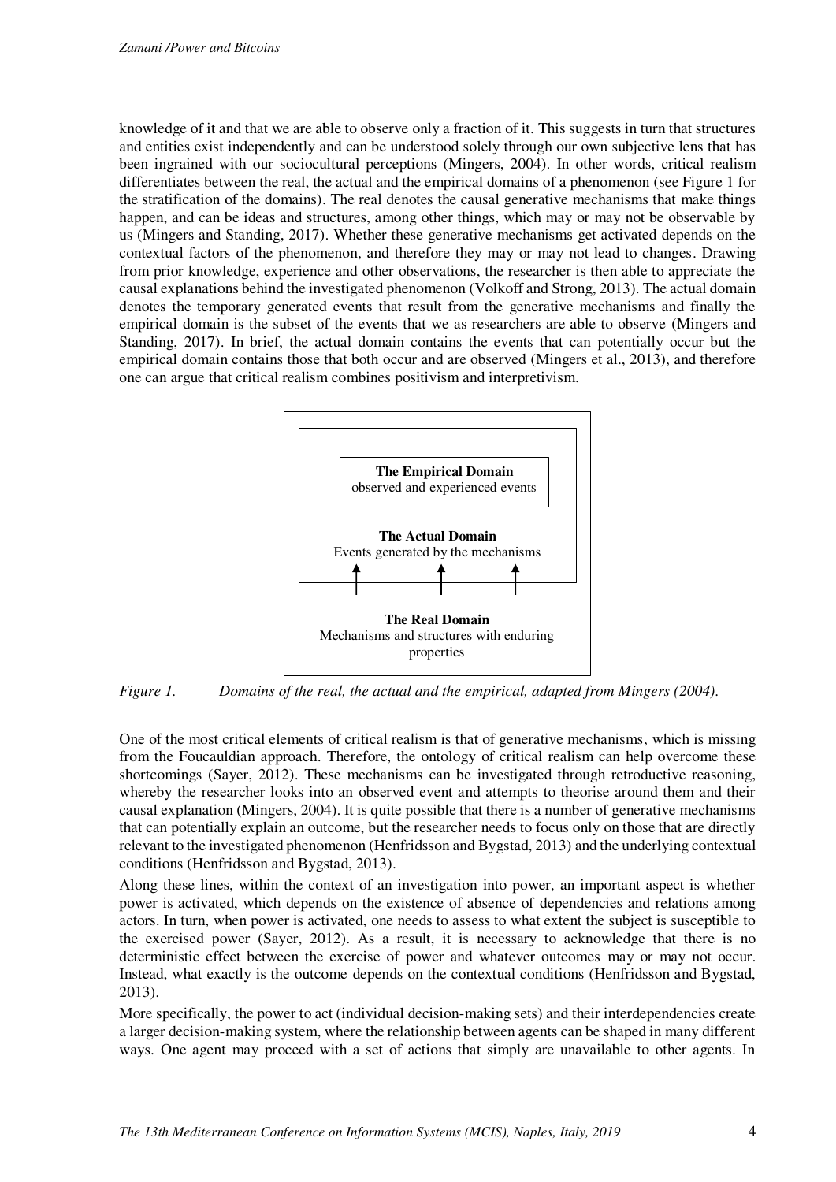knowledge of it and that we are able to observe only a fraction of it. This suggests in turn that structures and entities exist independently and can be understood solely through our own subjective lens that has been ingrained with our sociocultural perceptions (Mingers, 2004). In other words, critical realism differentiates between the real, the actual and the empirical domains of a phenomenon (see Figure 1 for the stratification of the domains). The real denotes the causal generative mechanisms that make things happen, and can be ideas and structures, among other things, which may or may not be observable by us (Mingers and Standing, 2017). Whether these generative mechanisms get activated depends on the contextual factors of the phenomenon, and therefore they may or may not lead to changes. Drawing from prior knowledge, experience and other observations, the researcher is then able to appreciate the causal explanations behind the investigated phenomenon (Volkoff and Strong, 2013). The actual domain denotes the temporary generated events that result from the generative mechanisms and finally the empirical domain is the subset of the events that we as researchers are able to observe (Mingers and Standing, 2017). In brief, the actual domain contains the events that can potentially occur but the empirical domain contains those that both occur and are observed (Mingers et al., 2013), and therefore one can argue that critical realism combines positivism and interpretivism.

**The Empirical Domain**
observed and experienced events

**The Actual Domain**
Events generated by the mechanisms

**The Real Domain**
Mechanisms and structures with enduring properties

*Figure 1. Domains of the real, the actual and the empirical, adapted from Mingers (2004).*

One of the most critical elements of critical realism is that of generative mechanisms, which is missing from the Foucauldian approach. Therefore, the ontology of critical realism can help overcome these shortcomings (Sayer, 2012). These mechanisms can be investigated through retroductive reasoning, whereby the researcher looks into an observed event and attempts to theorise around them and their causal explanation (Mingers, 2004). It is quite possible that there is a number of generative mechanisms that can potentially explain an outcome, but the researcher needs to focus only on those that are directly relevant to the investigated phenomenon (Henfridsson and Bygstad, 2013) and the underlying contextual conditions (Henfridsson and Bygstad, 2013).

Along these lines, within the context of an investigation into power, an important aspect is whether power is activated, which depends on the existence of absence of dependencies and relations among actors. In turn, when power is activated, one needs to assess to what extent the subject is susceptible to the exercised power (Sayer, 2012). As a result, it is necessary to acknowledge that there is no deterministic effect between the exercise of power and whatever outcomes may or may not occur. Instead, what exactly is the outcome depends on the contextual conditions (Henfridsson and Bygstad, 2013).

More specifically, the power to act (individual decision-making sets) and their interdependencies create a larger decision-making system, where the relationship between agents can be shaped in many different ways. One agent may proceed with a set of actions that simply are unavailable to other agents. In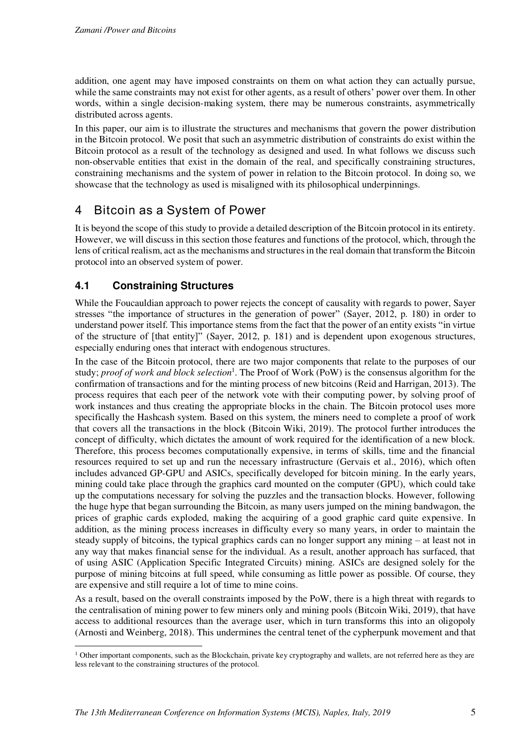addition, one agent may have imposed constraints on them on what action they can actually pursue, while the same constraints may not exist for other agents, as a result of others' power over them. In other words, within a single decision-making system, there may be numerous constraints, asymmetrically distributed across agents.

In this paper, our aim is to illustrate the structures and mechanisms that govern the power distribution in the Bitcoin protocol. We posit that such an asymmetric distribution of constraints do exist within the Bitcoin protocol as a result of the technology as designed and used. In what follows we discuss such non-observable entities that exist in the domain of the real, and specifically constraining structures, constraining mechanisms and the system of power in relation to the Bitcoin protocol. In doing so, we showcase that the technology as used is misaligned with its philosophical underpinnings.

# 4 Bitcoin as a System of Power

It is beyond the scope of this study to provide a detailed description of the Bitcoin protocol in its entirety. However, we will discuss in this section those features and functions of the protocol, which, through the lens of critical realism, act as the mechanisms and structures in the real domain that transform the Bitcoin protocol into an observed system of power.

## 4.1 Constraining Structures

While the Foucauldian approach to power rejects the concept of causality with regards to power, Sayer stresses "the importance of structures in the generation of power" (Sayer, 2012, p. 180) in order to understand power itself. This importance stems from the fact that the power of an entity exists "in virtue of the structure of [that entity]" (Sayer, 2012, p. 181) and is dependent upon exogenous structures, especially enduring ones that interact with endogenous structures.

In the case of the Bitcoin protocol, there are two major components that relate to the purposes of our study; *proof of work and block selection*[1]. The Proof of Work (PoW) is the consensus algorithm for the confirmation of transactions and for the minting process of new bitcoins (Reid and Harrigan, 2013). The process requires that each peer of the network vote with their computing power, by solving proof of work instances and thus creating the appropriate blocks in the chain. The Bitcoin protocol uses more specifically the Hashcash system. Based on this system, the miners need to complete a proof of work that covers all the transactions in the block (Bitcoin Wiki, 2019). The protocol further introduces the concept of difficulty, which dictates the amount of work required for the identification of a new block. Therefore, this process becomes computationally expensive, in terms of skills, time and the financial resources required to set up and run the necessary infrastructure (Gervais et al., 2016), which often includes advanced GP-GPU and ASICs, specifically developed for bitcoin mining. In the early years, mining could take place through the graphics card mounted on the computer (GPU), which could take up the computations necessary for solving the puzzles and the transaction blocks. However, following the huge hype that began surrounding the Bitcoin, as many users jumped on the mining bandwagon, the prices of graphic cards exploded, making the acquiring of a good graphic card quite expensive. In addition, as the mining process increases in difficulty every so many years, in order to maintain the steady supply of bitcoins, the typical graphics cards can no longer support any mining – at least not in any way that makes financial sense for the individual. As a result, another approach has surfaced, that of using ASIC (Application Specific Integrated Circuits) mining. ASICs are designed solely for the purpose of mining bitcoins at full speed, while consuming as little power as possible. Of course, they are expensive and still require a lot of time to mine coins.

As a result, based on the overall constraints imposed by the PoW, there is a high threat with regards to the centralisation of mining power to few miners only and mining pools (Bitcoin Wiki, 2019), that have access to additional resources than the average user, which in turn transforms this into an oligopoly (Arnosti and Weinberg, 2018). This undermines the central tenet of the cypherpunk movement and that

[1] Other important components, such as the Blockchain, private key cryptography and wallets, are not referred here as they are less relevant to the constraining structures of the protocol.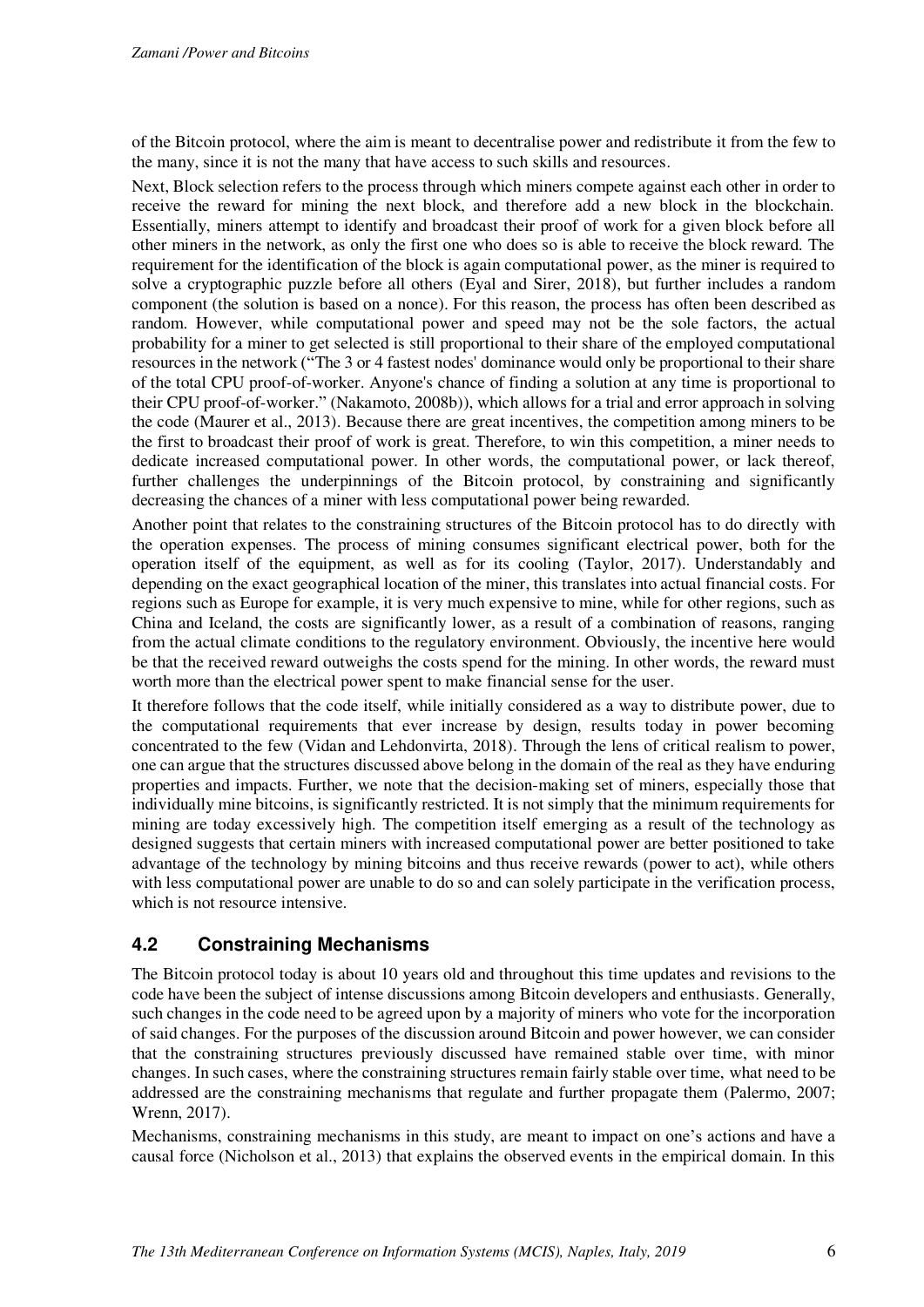of the Bitcoin protocol, where the aim is meant to decentralise power and redistribute it from the few to the many, since it is not the many that have access to such skills and resources.

Next, Block selection refers to the process through which miners compete against each other in order to receive the reward for mining the next block, and therefore add a new block in the blockchain. Essentially, miners attempt to identify and broadcast their proof of work for a given block before all other miners in the network, as only the first one who does so is able to receive the block reward. The requirement for the identification of the block is again computational power, as the miner is required to solve a cryptographic puzzle before all others (Eyal and Sirer, 2018), but further includes a random component (the solution is based on a nonce). For this reason, the process has often been described as random. However, while computational power and speed may not be the sole factors, the actual probability for a miner to get selected is still proportional to their share of the employed computational resources in the network ("The 3 or 4 fastest nodes' dominance would only be proportional to their share of the total CPU proof-of-worker. Anyone's chance of finding a solution at any time is proportional to their CPU proof-of-worker." (Nakamoto, 2008b)), which allows for a trial and error approach in solving the code (Maurer et al., 2013). Because there are great incentives, the competition among miners to be the first to broadcast their proof of work is great. Therefore, to win this competition, a miner needs to dedicate increased computational power. In other words, the computational power, or lack thereof, further challenges the underpinnings of the Bitcoin protocol, by constraining and significantly decreasing the chances of a miner with less computational power being rewarded.

Another point that relates to the constraining structures of the Bitcoin protocol has to do directly with the operation expenses. The process of mining consumes significant electrical power, both for the operation itself of the equipment, as well as for its cooling (Taylor, 2017). Understandably and depending on the exact geographical location of the miner, this translates into actual financial costs. For regions such as Europe for example, it is very much expensive to mine, while for other regions, such as China and Iceland, the costs are significantly lower, as a result of a combination of reasons, ranging from the actual climate conditions to the regulatory environment. Obviously, the incentive here would be that the received reward outweighs the costs spend for the mining. In other words, the reward must worth more than the electrical power spent to make financial sense for the user.

It therefore follows that the code itself, while initially considered as a way to distribute power, due to the computational requirements that ever increase by design, results today in power becoming concentrated to the few (Vidan and Lehdonvirta, 2018). Through the lens of critical realism to power, one can argue that the structures discussed above belong in the domain of the real as they have enduring properties and impacts. Further, we note that the decision-making set of miners, especially those that individually mine bitcoins, is significantly restricted. It is not simply that the minimum requirements for mining are today excessively high. The competition itself emerging as a result of the technology as designed suggests that certain miners with increased computational power are better positioned to take advantage of the technology by mining bitcoins and thus receive rewards (power to act), while others with less computational power are unable to do so and can solely participate in the verification process, which is not resource intensive.

## 4.2 Constraining Mechanisms

The Bitcoin protocol today is about 10 years old and throughout this time updates and revisions to the code have been the subject of intense discussions among Bitcoin developers and enthusiasts. Generally, such changes in the code need to be agreed upon by a majority of miners who vote for the incorporation of said changes. For the purposes of the discussion around Bitcoin and power however, we can consider that the constraining structures previously discussed have remained stable over time, with minor changes. In such cases, where the constraining structures remain fairly stable over time, what need to be addressed are the constraining mechanisms that regulate and further propagate them (Palermo, 2007; Wrenn, 2017).

Mechanisms, constraining mechanisms in this study, are meant to impact on one's actions and have a causal force (Nicholson et al., 2013) that explains the observed events in the empirical domain. In this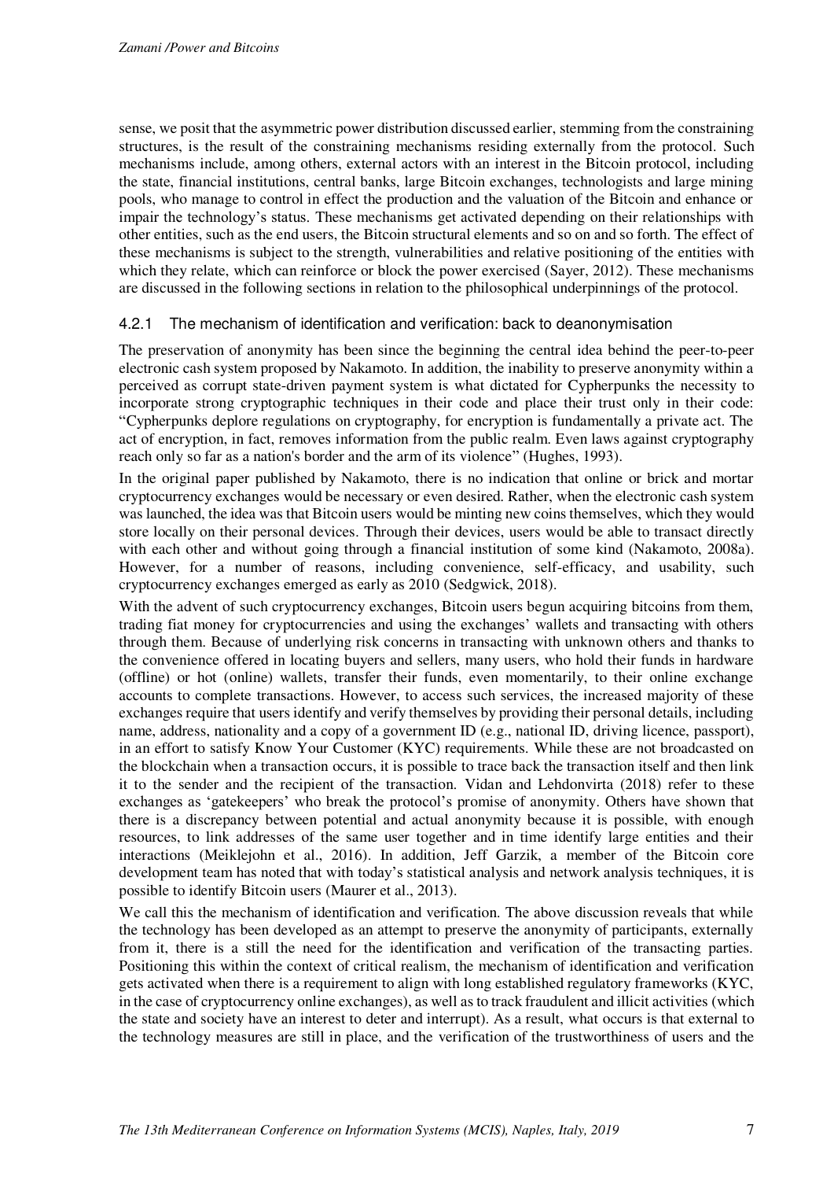sense, we posit that the asymmetric power distribution discussed earlier, stemming from the constraining structures, is the result of the constraining mechanisms residing externally from the protocol. Such mechanisms include, among others, external actors with an interest in the Bitcoin protocol, including the state, financial institutions, central banks, large Bitcoin exchanges, technologists and large mining pools, who manage to control in effect the production and the valuation of the Bitcoin and enhance or impair the technology's status. These mechanisms get activated depending on their relationships with other entities, such as the end users, the Bitcoin structural elements and so on and so forth. The effect of these mechanisms is subject to the strength, vulnerabilities and relative positioning of the entities with which they relate, which can reinforce or block the power exercised (Sayer, 2012). These mechanisms are discussed in the following sections in relation to the philosophical underpinnings of the protocol.

#### 4.2.1 The mechanism of identification and verification: back to deanonymisation

The preservation of anonymity has been since the beginning the central idea behind the peer-to-peer electronic cash system proposed by Nakamoto. In addition, the inability to preserve anonymity within a perceived as corrupt state-driven payment system is what dictated for Cypherpunks the necessity to incorporate strong cryptographic techniques in their code and place their trust only in their code: "Cypherpunks deplore regulations on cryptography, for encryption is fundamentally a private act. The act of encryption, in fact, removes information from the public realm. Even laws against cryptography reach only so far as a nation's border and the arm of its violence" (Hughes, 1993).

In the original paper published by Nakamoto, there is no indication that online or brick and mortar cryptocurrency exchanges would be necessary or even desired. Rather, when the electronic cash system was launched, the idea was that Bitcoin users would be minting new coins themselves, which they would store locally on their personal devices. Through their devices, users would be able to transact directly with each other and without going through a financial institution of some kind (Nakamoto, 2008a). However, for a number of reasons, including convenience, self-efficacy, and usability, such cryptocurrency exchanges emerged as early as 2010 (Sedgwick, 2018).

With the advent of such cryptocurrency exchanges, Bitcoin users begun acquiring bitcoins from them, trading fiat money for cryptocurrencies and using the exchanges' wallets and transacting with others through them. Because of underlying risk concerns in transacting with unknown others and thanks to the convenience offered in locating buyers and sellers, many users, who hold their funds in hardware (offline) or hot (online) wallets, transfer their funds, even momentarily, to their online exchange accounts to complete transactions. However, to access such services, the increased majority of these exchanges require that users identify and verify themselves by providing their personal details, including name, address, nationality and a copy of a government ID (e.g., national ID, driving licence, passport), in an effort to satisfy Know Your Customer (KYC) requirements. While these are not broadcasted on the blockchain when a transaction occurs, it is possible to trace back the transaction itself and then link it to the sender and the recipient of the transaction. Vidan and Lehdonvirta (2018) refer to these exchanges as 'gatekeepers' who break the protocol's promise of anonymity. Others have shown that there is a discrepancy between potential and actual anonymity because it is possible, with enough resources, to link addresses of the same user together and in time identify large entities and their interactions (Meiklejohn et al., 2016). In addition, Jeff Garzik, a member of the Bitcoin core development team has noted that with today's statistical analysis and network analysis techniques, it is possible to identify Bitcoin users (Maurer et al., 2013).

We call this the mechanism of identification and verification. The above discussion reveals that while the technology has been developed as an attempt to preserve the anonymity of participants, externally from it, there is a still the need for the identification and verification of the transacting parties. Positioning this within the context of critical realism, the mechanism of identification and verification gets activated when there is a requirement to align with long established regulatory frameworks (KYC, in the case of cryptocurrency online exchanges), as well as to track fraudulent and illicit activities (which the state and society have an interest to deter and interrupt). As a result, what occurs is that external to the technology measures are still in place, and the verification of the trustworthiness of users and the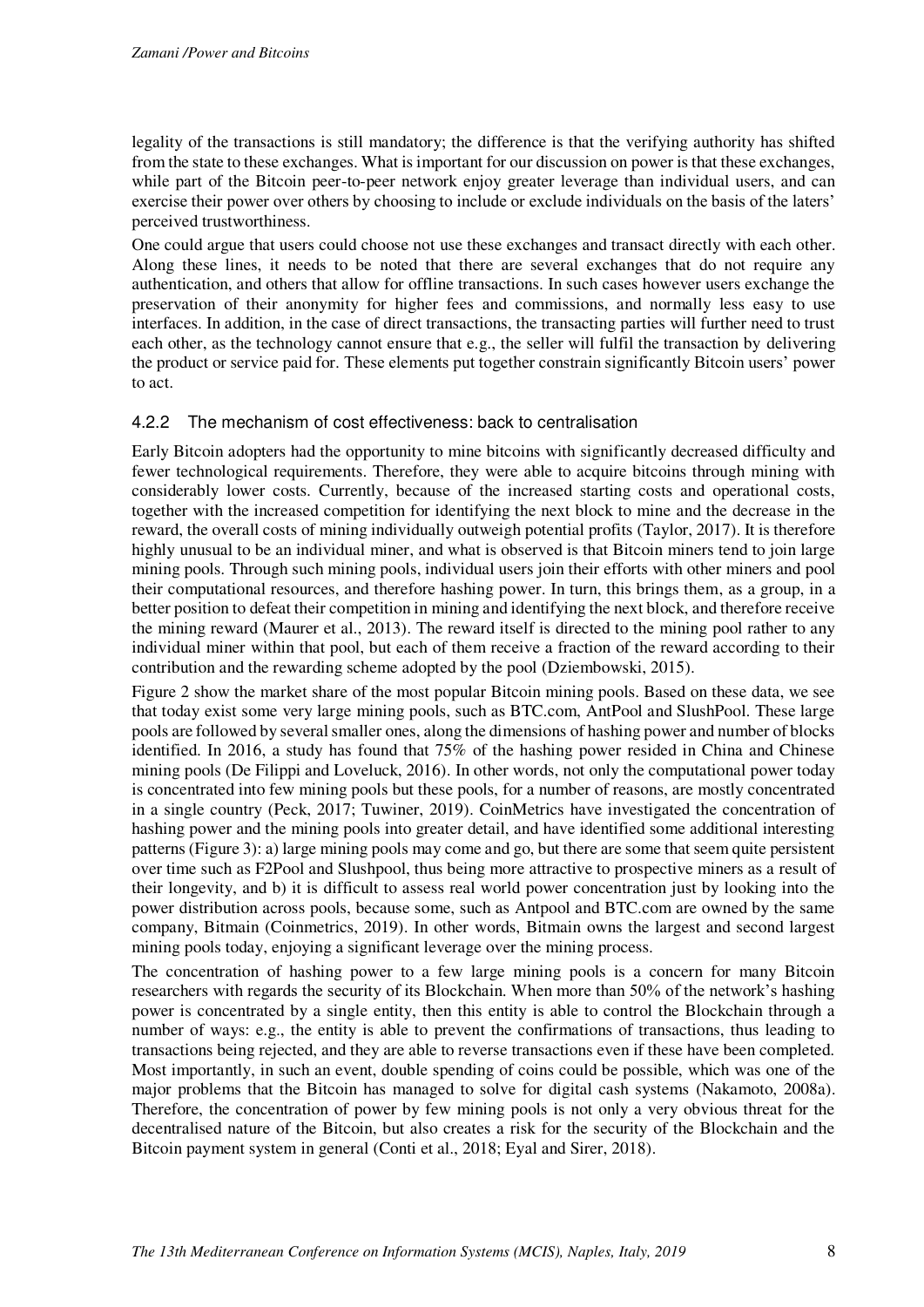legality of the transactions is still mandatory; the difference is that the verifying authority has shifted from the state to these exchanges. What is important for our discussion on power is that these exchanges, while part of the Bitcoin peer-to-peer network enjoy greater leverage than individual users, and can exercise their power over others by choosing to include or exclude individuals on the basis of the laters' perceived trustworthiness.

One could argue that users could choose not use these exchanges and transact directly with each other. Along these lines, it needs to be noted that there are several exchanges that do not require any authentication, and others that allow for offline transactions. In such cases however users exchange the preservation of their anonymity for higher fees and commissions, and normally less easy to use interfaces. In addition, in the case of direct transactions, the transacting parties will further need to trust each other, as the technology cannot ensure that e.g., the seller will fulfil the transaction by delivering the product or service paid for. These elements put together constrain significantly Bitcoin users' power to act.

### 4.2.2 The mechanism of cost effectiveness: back to centralisation

Early Bitcoin adopters had the opportunity to mine bitcoins with significantly decreased difficulty and fewer technological requirements. Therefore, they were able to acquire bitcoins through mining with considerably lower costs. Currently, because of the increased starting costs and operational costs, together with the increased competition for identifying the next block to mine and the decrease in the reward, the overall costs of mining individually outweigh potential profits (Taylor, 2017). It is therefore highly unusual to be an individual miner, and what is observed is that Bitcoin miners tend to join large mining pools. Through such mining pools, individual users join their efforts with other miners and pool their computational resources, and therefore hashing power. In turn, this brings them, as a group, in a better position to defeat their competition in mining and identifying the next block, and therefore receive the mining reward (Maurer et al., 2013). The reward itself is directed to the mining pool rather to any individual miner within that pool, but each of them receive a fraction of the reward according to their contribution and the rewarding scheme adopted by the pool (Dziembowski, 2015).

Figure 2 show the market share of the most popular Bitcoin mining pools. Based on these data, we see that today exist some very large mining pools, such as BTC.com, AntPool and SlushPool. These large pools are followed by several smaller ones, along the dimensions of hashing power and number of blocks identified. In 2016, a study has found that 75% of the hashing power resided in China and Chinese mining pools (De Filippi and Loveluck, 2016). In other words, not only the computational power today is concentrated into few mining pools but these pools, for a number of reasons, are mostly concentrated in a single country (Peck, 2017; Tuwiner, 2019). CoinMetrics have investigated the concentration of hashing power and the mining pools into greater detail, and have identified some additional interesting patterns (Figure 3): a) large mining pools may come and go, but there are some that seem quite persistent over time such as F2Pool and Slushpool, thus being more attractive to prospective miners as a result of their longevity, and b) it is difficult to assess real world power concentration just by looking into the power distribution across pools, because some, such as Antpool and BTC.com are owned by the same company, Bitmain (Coinmetrics, 2019). In other words, Bitmain owns the largest and second largest mining pools today, enjoying a significant leverage over the mining process.

The concentration of hashing power to a few large mining pools is a concern for many Bitcoin researchers with regards the security of its Blockchain. When more than 50% of the network's hashing power is concentrated by a single entity, then this entity is able to control the Blockchain through a number of ways: e.g., the entity is able to prevent the confirmations of transactions, thus leading to transactions being rejected, and they are able to reverse transactions even if these have been completed. Most importantly, in such an event, double spending of coins could be possible, which was one of the major problems that the Bitcoin has managed to solve for digital cash systems (Nakamoto, 2008a). Therefore, the concentration of power by few mining pools is not only a very obvious threat for the decentralised nature of the Bitcoin, but also creates a risk for the security of the Blockchain and the Bitcoin payment system in general (Conti et al., 2018; Eyal and Sirer, 2018).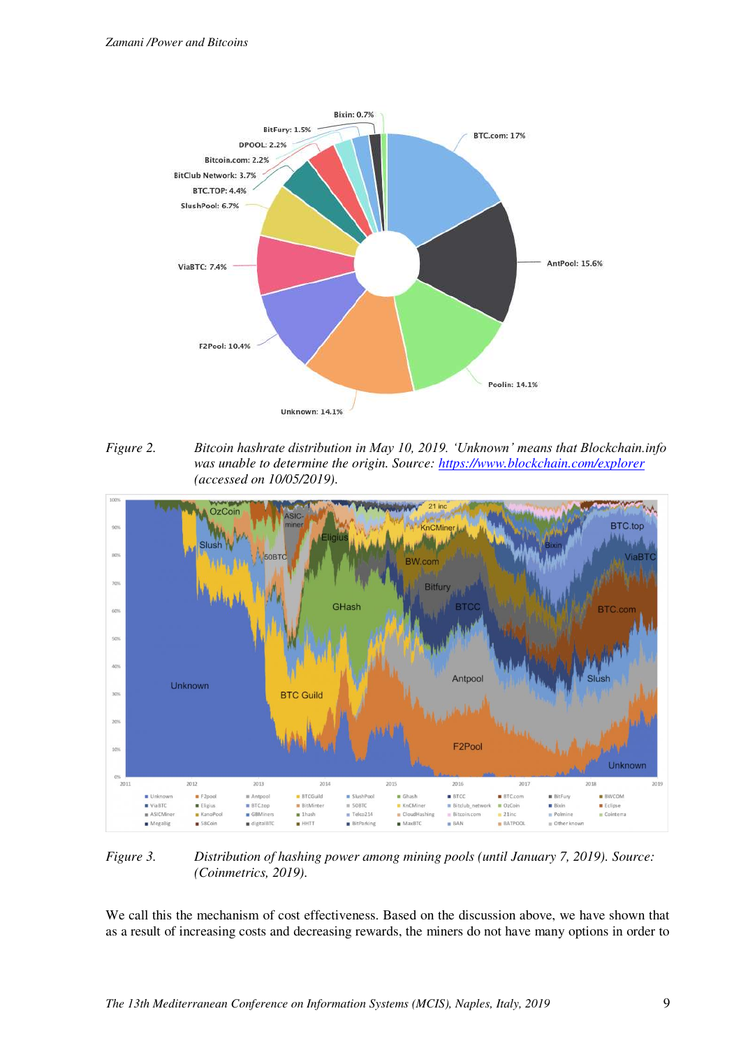*Figure 2. Bitcoin hashrate distribution in May 10, 2019. 'Unknown' means that Blockchain.info was unable to determine the origin. Source: [https://www.blockchain.com/explorer](https://www.blockchain.com/explorer) (accessed on 10/05/2019).*

*Figure 3. Distribution of hashing power among mining pools (until January 7, 2019). Source: (Coinmetrics, 2019).*

We call this the mechanism of cost effectiveness. Based on the discussion above, we have shown that as a result of increasing costs and decreasing rewards, the miners do not have many options in order to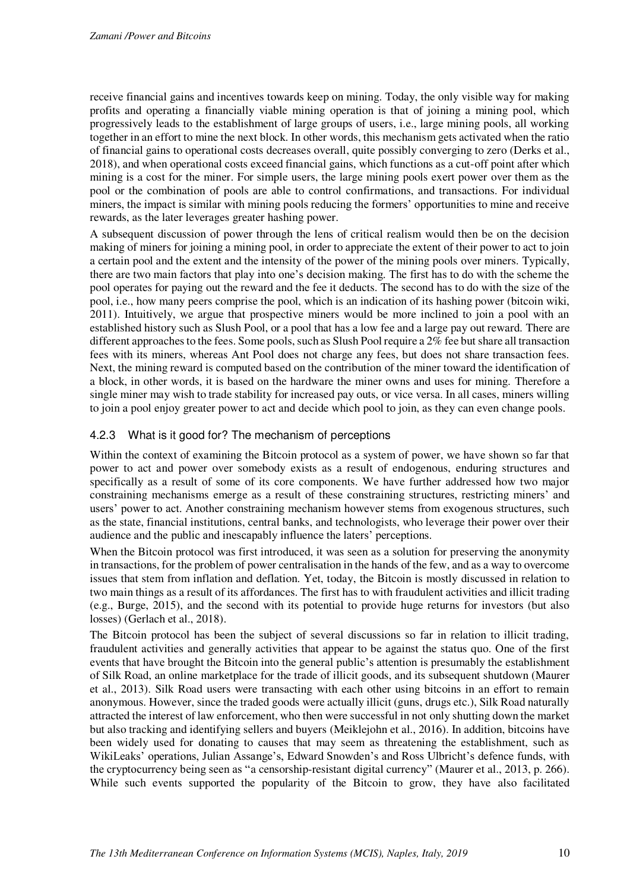receive financial gains and incentives towards keep on mining. Today, the only visible way for making profits and operating a financially viable mining operation is that of joining a mining pool, which progressively leads to the establishment of large groups of users, i.e., large mining pools, all working together in an effort to mine the next block. In other words, this mechanism gets activated when the ratio of financial gains to operational costs decreases overall, quite possibly converging to zero (Derks et al., 2018), and when operational costs exceed financial gains, which functions as a cut-off point after which mining is a cost for the miner. For simple users, the large mining pools exert power over them as the pool or the combination of pools are able to control confirmations, and transactions. For individual miners, the impact is similar with mining pools reducing the formers' opportunities to mine and receive rewards, as the later leverages greater hashing power.

A subsequent discussion of power through the lens of critical realism would then be on the decision making of miners for joining a mining pool, in order to appreciate the extent of their power to act to join a certain pool and the extent and the intensity of the power of the mining pools over miners. Typically, there are two main factors that play into one's decision making. The first has to do with the scheme the pool operates for paying out the reward and the fee it deducts. The second has to do with the size of the pool, i.e., how many peers comprise the pool, which is an indication of its hashing power (bitcoin wiki, 2011). Intuitively, we argue that prospective miners would be more inclined to join a pool with an established history such as Slush Pool, or a pool that has a low fee and a large pay out reward. There are different approaches to the fees. Some pools, such as Slush Pool require a 2% fee but share all transaction fees with its miners, whereas Ant Pool does not charge any fees, but does not share transaction fees. Next, the mining reward is computed based on the contribution of the miner toward the identification of a block, in other words, it is based on the hardware the miner owns and uses for mining. Therefore a single miner may wish to trade stability for increased pay outs, or vice versa. In all cases, miners willing to join a pool enjoy greater power to act and decide which pool to join, as they can even change pools.

### 4.2.3 What is it good for? The mechanism of perceptions

Within the context of examining the Bitcoin protocol as a system of power, we have shown so far that power to act and power over somebody exists as a result of endogenous, enduring structures and specifically as a result of some of its core components. We have further addressed how two major constraining mechanisms emerge as a result of these constraining structures, restricting miners' and users' power to act. Another constraining mechanism however stems from exogenous structures, such as the state, financial institutions, central banks, and technologists, who leverage their power over their audience and the public and inescapably influence the laters' perceptions.

When the Bitcoin protocol was first introduced, it was seen as a solution for preserving the anonymity in transactions, for the problem of power centralisation in the hands of the few, and as a way to overcome issues that stem from inflation and deflation. Yet, today, the Bitcoin is mostly discussed in relation to two main things as a result of its affordances. The first has to with fraudulent activities and illicit trading (e.g., Burge, 2015), and the second with its potential to provide huge returns for investors (but also losses) (Gerlach et al., 2018).

The Bitcoin protocol has been the subject of several discussions so far in relation to illicit trading, fraudulent activities and generally activities that appear to be against the status quo. One of the first events that have brought the Bitcoin into the general public's attention is presumably the establishment of Silk Road, an online marketplace for the trade of illicit goods, and its subsequent shutdown (Maurer et al., 2013). Silk Road users were transacting with each other using bitcoins in an effort to remain anonymous. However, since the traded goods were actually illicit (guns, drugs etc.), Silk Road naturally attracted the interest of law enforcement, who then were successful in not only shutting down the market but also tracking and identifying sellers and buyers (Meiklejohn et al., 2016). In addition, bitcoins have been widely used for donating to causes that may seem as threatening the establishment, such as WikiLeaks' operations, Julian Assange's, Edward Snowden's and Ross Ulbricht's defence funds, with the cryptocurrency being seen as "a censorship-resistant digital currency" (Maurer et al., 2013, p. 266). While such events supported the popularity of the Bitcoin to grow, they have also facilitated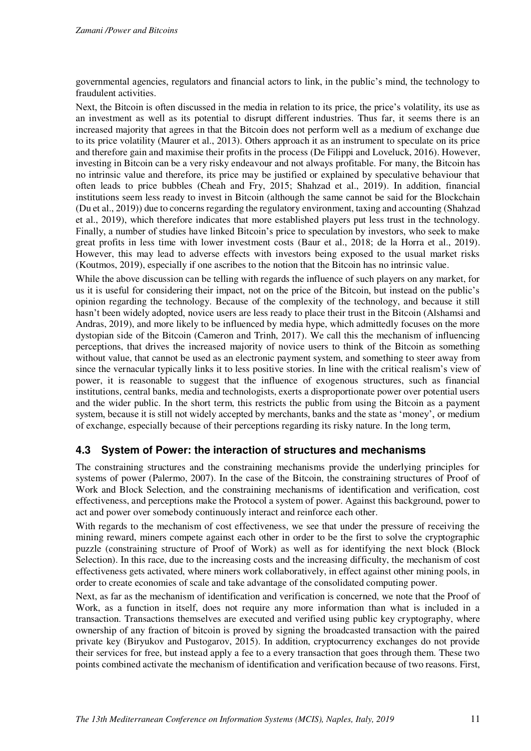governmental agencies, regulators and financial actors to link, in the public's mind, the technology to fraudulent activities.

Next, the Bitcoin is often discussed in the media in relation to its price, the price's volatility, its use as an investment as well as its potential to disrupt different industries. Thus far, it seems there is an increased majority that agrees in that the Bitcoin does not perform well as a medium of exchange due to its price volatility (Maurer et al., 2013). Others approach it as an instrument to speculate on its price and therefore gain and maximise their profits in the process (De Filippi and Loveluck, 2016). However, investing in Bitcoin can be a very risky endeavour and not always profitable. For many, the Bitcoin has no intrinsic value and therefore, its price may be justified or explained by speculative behaviour that often leads to price bubbles (Cheah and Fry, 2015; Shahzad et al., 2019). In addition, financial institutions seem less ready to invest in Bitcoin (although the same cannot be said for the Blockchain (Du et al., 2019)) due to concerns regarding the regulatory environment, taxing and accounting (Shahzad et al., 2019), which therefore indicates that more established players put less trust in the technology. Finally, a number of studies have linked Bitcoin's price to speculation by investors, who seek to make great profits in less time with lower investment costs (Baur et al., 2018; de la Horra et al., 2019). However, this may lead to adverse effects with investors being exposed to the usual market risks (Koutmos, 2019), especially if one ascribes to the notion that the Bitcoin has no intrinsic value.

While the above discussion can be telling with regards the influence of such players on any market, for us it is useful for considering their impact, not on the price of the Bitcoin, but instead on the public's opinion regarding the technology. Because of the complexity of the technology, and because it still hasn't been widely adopted, novice users are less ready to place their trust in the Bitcoin (Alshamsi and Andras, 2019), and more likely to be influenced by media hype, which admittedly focuses on the more dystopian side of the Bitcoin (Cameron and Trinh, 2017). We call this the mechanism of influencing perceptions, that drives the increased majority of novice users to think of the Bitcoin as something without value, that cannot be used as an electronic payment system, and something to steer away from since the vernacular typically links it to less positive stories. In line with the critical realism's view of power, it is reasonable to suggest that the influence of exogenous structures, such as financial institutions, central banks, media and technologists, exerts a disproportionate power over potential users and the wider public. In the short term, this restricts the public from using the Bitcoin as a payment system, because it is still not widely accepted by merchants, banks and the state as 'money', or medium of exchange, especially because of their perceptions regarding its risky nature. In the long term,

### 4.3 System of Power: the interaction of structures and mechanisms

The constraining structures and the constraining mechanisms provide the underlying principles for systems of power (Palermo, 2007). In the case of the Bitcoin, the constraining structures of Proof of Work and Block Selection, and the constraining mechanisms of identification and verification, cost effectiveness, and perceptions make the Protocol a system of power. Against this background, power to act and power over somebody continuously interact and reinforce each other.

With regards to the mechanism of cost effectiveness, we see that under the pressure of receiving the mining reward, miners compete against each other in order to be the first to solve the cryptographic puzzle (constraining structure of Proof of Work) as well as for identifying the next block (Block Selection). In this race, due to the increasing costs and the increasing difficulty, the mechanism of cost effectiveness gets activated, where miners work collaboratively, in effect against other mining pools, in order to create economies of scale and take advantage of the consolidated computing power.

Next, as far as the mechanism of identification and verification is concerned, we note that the Proof of Work, as a function in itself, does not require any more information than what is included in a transaction. Transactions themselves are executed and verified using public key cryptography, where ownership of any fraction of bitcoin is proved by signing the broadcasted transaction with the paired private key (Biryukov and Pustogarov, 2015). In addition, cryptocurrency exchanges do not provide their services for free, but instead apply a fee to a every transaction that goes through them. These two points combined activate the mechanism of identification and verification because of two reasons. First,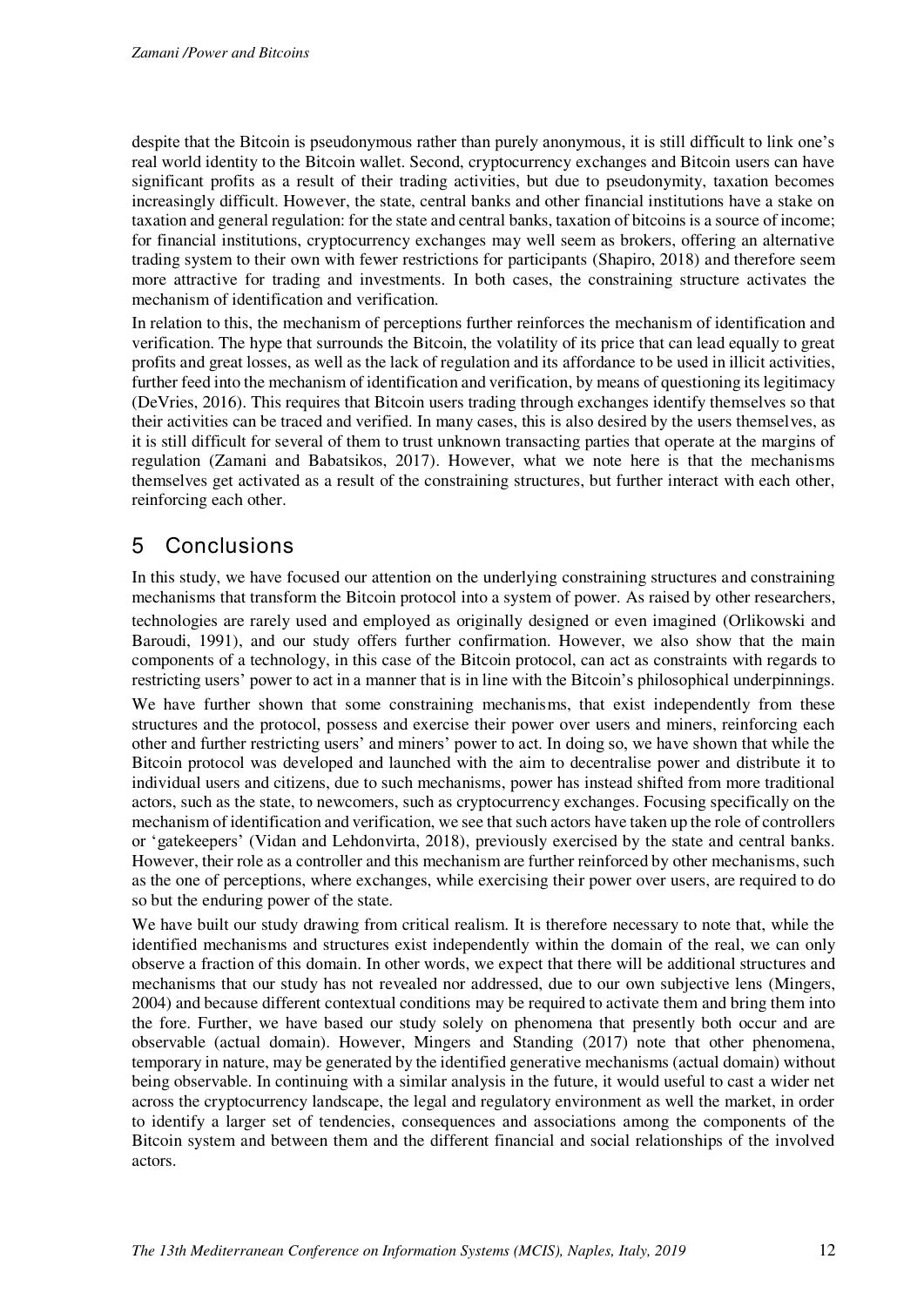despite that the Bitcoin is pseudonymous rather than purely anonymous, it is still difficult to link one's real world identity to the Bitcoin wallet. Second, cryptocurrency exchanges and Bitcoin users can have significant profits as a result of their trading activities, but due to pseudonymity, taxation becomes increasingly difficult. However, the state, central banks and other financial institutions have a stake on taxation and general regulation: for the state and central banks, taxation of bitcoins is a source of income; for financial institutions, cryptocurrency exchanges may well seem as brokers, offering an alternative trading system to their own with fewer restrictions for participants (Shapiro, 2018) and therefore seem more attractive for trading and investments. In both cases, the constraining structure activates the mechanism of identification and verification.

In relation to this, the mechanism of perceptions further reinforces the mechanism of identification and verification. The hype that surrounds the Bitcoin, the volatility of its price that can lead equally to great profits and great losses, as well as the lack of regulation and its affordance to be used in illicit activities, further feed into the mechanism of identification and verification, by means of questioning its legitimacy (DeVries, 2016). This requires that Bitcoin users trading through exchanges identify themselves so that their activities can be traced and verified. In many cases, this is also desired by the users themselves, as it is still difficult for several of them to trust unknown transacting parties that operate at the margins of regulation (Zamani and Babatsikos, 2017). However, what we note here is that the mechanisms themselves get activated as a result of the constraining structures, but further interact with each other, reinforcing each other.

## 5 Conclusions

In this study, we have focused our attention on the underlying constraining structures and constraining mechanisms that transform the Bitcoin protocol into a system of power. As raised by other researchers, technologies are rarely used and employed as originally designed or even imagined (Orlikowski and Baroudi, 1991), and our study offers further confirmation. However, we also show that the main components of a technology, in this case of the Bitcoin protocol, can act as constraints with regards to restricting users' power to act in a manner that is in line with the Bitcoin's philosophical underpinnings.

We have further shown that some constraining mechanisms, that exist independently from these structures and the protocol, possess and exercise their power over users and miners, reinforcing each other and further restricting users' and miners' power to act. In doing so, we have shown that while the Bitcoin protocol was developed and launched with the aim to decentralise power and distribute it to individual users and citizens, due to such mechanisms, power has instead shifted from more traditional actors, such as the state, to newcomers, such as cryptocurrency exchanges. Focusing specifically on the mechanism of identification and verification, we see that such actors have taken up the role of controllers or 'gatekeepers' (Vidan and Lehdonvirta, 2018), previously exercised by the state and central banks. However, their role as a controller and this mechanism are further reinforced by other mechanisms, such as the one of perceptions, where exchanges, while exercising their power over users, are required to do so but the enduring power of the state.

We have built our study drawing from critical realism. It is therefore necessary to note that, while the identified mechanisms and structures exist independently within the domain of the real, we can only observe a fraction of this domain. In other words, we expect that there will be additional structures and mechanisms that our study has not revealed nor addressed, due to our own subjective lens (Mingers, 2004) and because different contextual conditions may be required to activate them and bring them into the fore. Further, we have based our study solely on phenomena that presently both occur and are observable (actual domain). However, Mingers and Standing (2017) note that other phenomena, temporary in nature, may be generated by the identified generative mechanisms (actual domain) without being observable. In continuing with a similar analysis in the future, it would useful to cast a wider net across the cryptocurrency landscape, the legal and regulatory environment as well the market, in order to identify a larger set of tendencies, consequences and associations among the components of the Bitcoin system and between them and the different financial and social relationships of the involved actors.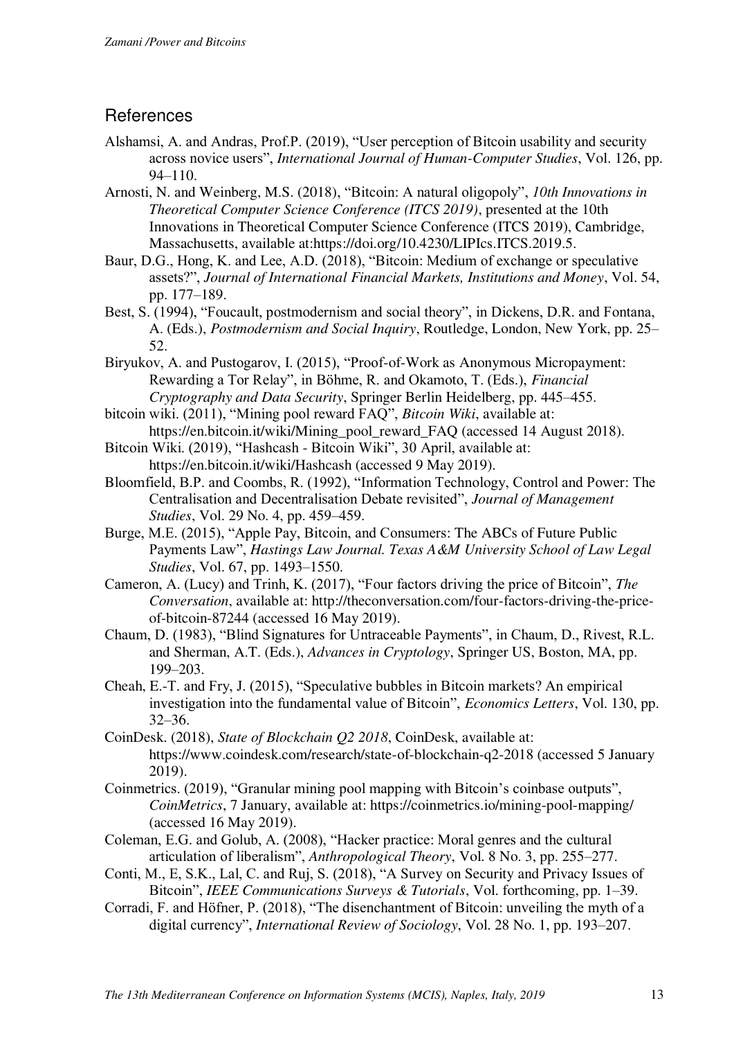## References

Alshamsi, A. and Andras, Prof.P. (2019), "User perception of Bitcoin usability and security across novice users", *International Journal of Human-Computer Studies*, Vol. 126, pp. 94–110.

Arnosti, N. and Weinberg, M.S. (2018), "Bitcoin: A natural oligopoly", *10th Innovations in Theoretical Computer Science Conference (ITCS 2019)*, presented at the 10th Innovations in Theoretical Computer Science Conference (ITCS 2019), Cambridge, Massachusetts, available at:https://doi.org/10.4230/LIPIcs.ITCS.2019.5.

Baur, D.G., Hong, K. and Lee, A.D. (2018), "Bitcoin: Medium of exchange or speculative assets?", *Journal of International Financial Markets, Institutions and Money*, Vol. 54, pp. 177–189.

Best, S. (1994), "Foucault, postmodernism and social theory", in Dickens, D.R. and Fontana, A. (Eds.), *Postmodernism and Social Inquiry*, Routledge, London, New York, pp. 25–52.

Biryukov, A. and Pustogarov, I. (2015), "Proof-of-Work as Anonymous Micropayment: Rewarding a Tor Relay", in Böhme, R. and Okamoto, T. (Eds.), *Financial Cryptography and Data Security*, Springer Berlin Heidelberg, pp. 445–455.

bitcoin wiki. (2011), "Mining pool reward FAQ", *Bitcoin Wiki*, available at: https://en.bitcoin.it/wiki/Mining_pool_reward_FAQ (accessed 14 August 2018).

Bitcoin Wiki. (2019), "Hashcash - Bitcoin Wiki", 30 April, available at: https://en.bitcoin.it/wiki/Hashcash (accessed 9 May 2019).

Bloomfield, B.P. and Coombs, R. (1992), "Information Technology, Control and Power: The Centralisation and Decentralisation Debate revisited", *Journal of Management Studies*, Vol. 29 No. 4, pp. 459–459.

Burge, M.E. (2015), "Apple Pay, Bitcoin, and Consumers: The ABCs of Future Public Payments Law", *Hastings Law Journal. Texas A&M University School of Law Legal Studies*, Vol. 67, pp. 1493–1550.

Cameron, A. (Lucy) and Trinh, K. (2017), "Four factors driving the price of Bitcoin", *The Conversation*, available at: http://theconversation.com/four-factors-driving-the-price-of-bitcoin-87244 (accessed 16 May 2019).

Chaum, D. (1983), "Blind Signatures for Untraceable Payments", in Chaum, D., Rivest, R.L. and Sherman, A.T. (Eds.), *Advances in Cryptology*, Springer US, Boston, MA, pp. 199–203.

Cheah, E.-T. and Fry, J. (2015), "Speculative bubbles in Bitcoin markets? An empirical investigation into the fundamental value of Bitcoin", *Economics Letters*, Vol. 130, pp. 32–36.

CoinDesk. (2018), *State of Blockchain Q2 2018*, CoinDesk, available at: https://www.coindesk.com/research/state-of-blockchain-q2-2018 (accessed 5 January 2019).

Coinmetrics. (2019), "Granular mining pool mapping with Bitcoin's coinbase outputs", *CoinMetrics*, 7 January, available at: https://coinmetrics.io/mining-pool-mapping/ (accessed 16 May 2019).

Coleman, E.G. and Golub, A. (2008), "Hacker practice: Moral genres and the cultural articulation of liberalism", *Anthropological Theory*, Vol. 8 No. 3, pp. 255–277.

Conti, M., E, S.K., Lal, C. and Ruj, S. (2018), "A Survey on Security and Privacy Issues of Bitcoin", *IEEE Communications Surveys & Tutorials*, Vol. forthcoming, pp. 1–39.

Corradi, F. and Höfner, P. (2018), "The disenchantment of Bitcoin: unveiling the myth of a digital currency", *International Review of Sociology*, Vol. 28 No. 1, pp. 193–207.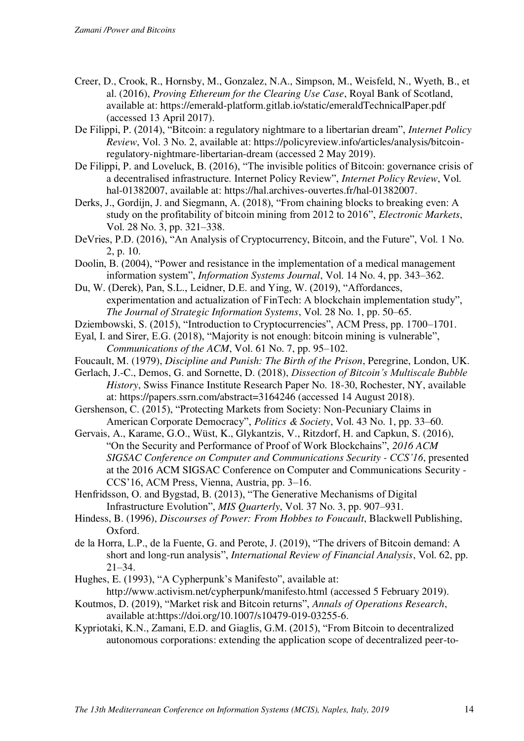Creer, D., Crook, R., Hornsby, M., Gonzalez, N.A., Simpson, M., Weisfeld, N., Wyeth, B., et al. (2016), *Proving Ethereum for the Clearing Use Case*, Royal Bank of Scotland, available at: https://emerald-platform.gitlab.io/static/emeraldTechnicalPaper.pdf (accessed 13 April 2017).

De Filippi, P. (2014), "Bitcoin: a regulatory nightmare to a libertarian dream", *Internet Policy Review*, Vol. 3 No. 2, available at: https://policyreview.info/articles/analysis/bitcoin-regulatory-nightmare-libertarian-dream (accessed 2 May 2019).

De Filippi, P. and Loveluck, B. (2016), "The invisible politics of Bitcoin: governance crisis of a decentralised infrastructure. Internet Policy Review", *Internet Policy Review*, Vol. hal-01382007, available at: https://hal.archives-ouvertes.fr/hal-01382007.

Derks, J., Gordijn, J. and Siegmann, A. (2018), "From chaining blocks to breaking even: A study on the profitability of bitcoin mining from 2012 to 2016", *Electronic Markets*, Vol. 28 No. 3, pp. 321–338.

DeVries, P.D. (2016), "An Analysis of Cryptocurrency, Bitcoin, and the Future", Vol. 1 No. 2, p. 10.

Doolin, B. (2004), "Power and resistance in the implementation of a medical management information system", *Information Systems Journal*, Vol. 14 No. 4, pp. 343–362.

Du, W. (Derek), Pan, S.L., Leidner, D.E. and Ying, W. (2019), "Affordances, experimentation and actualization of FinTech: A blockchain implementation study", *The Journal of Strategic Information Systems*, Vol. 28 No. 1, pp. 50–65.

Dziembowski, S. (2015), "Introduction to Cryptocurrencies", ACM Press, pp. 1700–1701.

Eyal, I. and Sirer, E.G. (2018), "Majority is not enough: bitcoin mining is vulnerable", *Communications of the ACM*, Vol. 61 No. 7, pp. 95–102.

Foucault, M. (1979), *Discipline and Punish: The Birth of the Prison*, Peregrine, London, UK.

Gerlach, J.-C., Demos, G. and Sornette, D. (2018), *Dissection of Bitcoin's Multiscale Bubble History*, Swiss Finance Institute Research Paper No. 18-30, Rochester, NY, available at: https://papers.ssrn.com/abstract=3164246 (accessed 14 August 2018).

Gershenson, C. (2015), "Protecting Markets from Society: Non-Pecuniary Claims in American Corporate Democracy", *Politics & Society*, Vol. 43 No. 1, pp. 33–60.

Gervais, A., Karame, G.O., Wüst, K., Glykantzis, V., Ritzdorf, H. and Capkun, S. (2016), "On the Security and Performance of Proof of Work Blockchains", *2016 ACM SIGSAC Conference on Computer and Communications Security - CCS'16*, presented at the 2016 ACM SIGSAC Conference on Computer and Communications Security - CCS'16, ACM Press, Vienna, Austria, pp. 3–16.

Henfridsson, O. and Bygstad, B. (2013), "The Generative Mechanisms of Digital Infrastructure Evolution", *MIS Quarterly*, Vol. 37 No. 3, pp. 907–931.

Hindess, B. (1996), *Discourses of Power: From Hobbes to Foucault*, Blackwell Publishing, Oxford.

de la Horra, L.P., de la Fuente, G. and Perote, J. (2019), "The drivers of Bitcoin demand: A short and long-run analysis", *International Review of Financial Analysis*, Vol. 62, pp. 21–34.

Hughes, E. (1993), "A Cypherpunk's Manifesto", available at: http://www.activism.net/cypherpunk/manifesto.html (accessed 5 February 2019).

Koutmos, D. (2019), "Market risk and Bitcoin returns", *Annals of Operations Research*, available at:https://doi.org/10.1007/s10479-019-03255-6.

Kypriotaki, K.N., Zamani, E.D. and Giaglis, G.M. (2015), "From Bitcoin to decentralized autonomous corporations: extending the application scope of decentralized peer-to-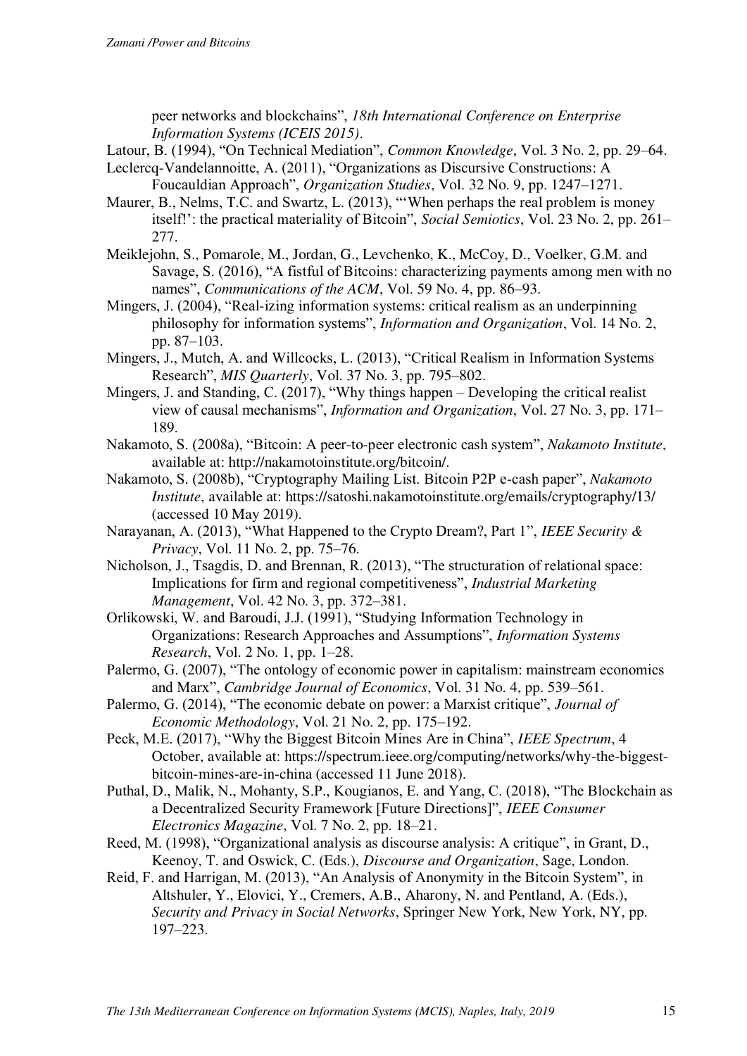peer networks and blockchains", *18th International Conference on Enterprise Information Systems (ICEIS 2015)*.

Latour, B. (1994), "On Technical Mediation", *Common Knowledge*, Vol. 3 No. 2, pp. 29–64.

Leclercq-Vandelannoitte, A. (2011), "Organizations as Discursive Constructions: A Foucauldian Approach", *Organization Studies*, Vol. 32 No. 9, pp. 1247–1271.

Maurer, B., Nelms, T.C. and Swartz, L. (2013), "'When perhaps the real problem is money itself!': the practical materiality of Bitcoin", *Social Semiotics*, Vol. 23 No. 2, pp. 261–277.

Meiklejohn, S., Pomarole, M., Jordan, G., Levchenko, K., McCoy, D., Voelker, G.M. and Savage, S. (2016), "A fistful of Bitcoins: characterizing payments among men with no names", *Communications of the ACM*, Vol. 59 No. 4, pp. 86–93.

Mingers, J. (2004), "Real-izing information systems: critical realism as an underpinning philosophy for information systems", *Information and Organization*, Vol. 14 No. 2, pp. 87–103.

Mingers, J., Mutch, A. and Willcocks, L. (2013), "Critical Realism in Information Systems Research", *MIS Quarterly*, Vol. 37 No. 3, pp. 795–802.

Mingers, J. and Standing, C. (2017), "Why things happen – Developing the critical realist view of causal mechanisms", *Information and Organization*, Vol. 27 No. 3, pp. 171–189.

Nakamoto, S. (2008a), "Bitcoin: A peer-to-peer electronic cash system", *Nakamoto Institute*, available at: http://nakamotoinstitute.org/bitcoin/.

Nakamoto, S. (2008b), "Cryptography Mailing List. Bitcoin P2P e-cash paper", *Nakamoto Institute*, available at: https://satoshi.nakamotoinstitute.org/emails/cryptography/13/ (accessed 10 May 2019).

Narayanan, A. (2013), "What Happened to the Crypto Dream?, Part 1", *IEEE Security & Privacy*, Vol. 11 No. 2, pp. 75–76.

Nicholson, J., Tsagdis, D. and Brennan, R. (2013), "The structuration of relational space: Implications for firm and regional competitiveness", *Industrial Marketing Management*, Vol. 42 No. 3, pp. 372–381.

Orlikowski, W. and Baroudi, J.J. (1991), "Studying Information Technology in Organizations: Research Approaches and Assumptions", *Information Systems Research*, Vol. 2 No. 1, pp. 1–28.

Palermo, G. (2007), "The ontology of economic power in capitalism: mainstream economics and Marx", *Cambridge Journal of Economics*, Vol. 31 No. 4, pp. 539–561.

Palermo, G. (2014), "The economic debate on power: a Marxist critique", *Journal of Economic Methodology*, Vol. 21 No. 2, pp. 175–192.

Peck, M.E. (2017), "Why the Biggest Bitcoin Mines Are in China", *IEEE Spectrum*, 4 October, available at: https://spectrum.ieee.org/computing/networks/why-the-biggest-bitcoin-mines-are-in-china (accessed 11 June 2018).

Puthal, D., Malik, N., Mohanty, S.P., Kougianos, E. and Yang, C. (2018), "The Blockchain as a Decentralized Security Framework [Future Directions]", *IEEE Consumer Electronics Magazine*, Vol. 7 No. 2, pp. 18–21.

Reed, M. (1998), "Organizational analysis as discourse analysis: A critique", in Grant, D., Keenoy, T. and Oswick, C. (Eds.), *Discourse and Organization*, Sage, London.

Reid, F. and Harrigan, M. (2013), "An Analysis of Anonymity in the Bitcoin System", in Altshuler, Y., Elovici, Y., Cremers, A.B., Aharony, N. and Pentland, A. (Eds.), *Security and Privacy in Social Networks*, Springer New York, New York, NY, pp. 197–223.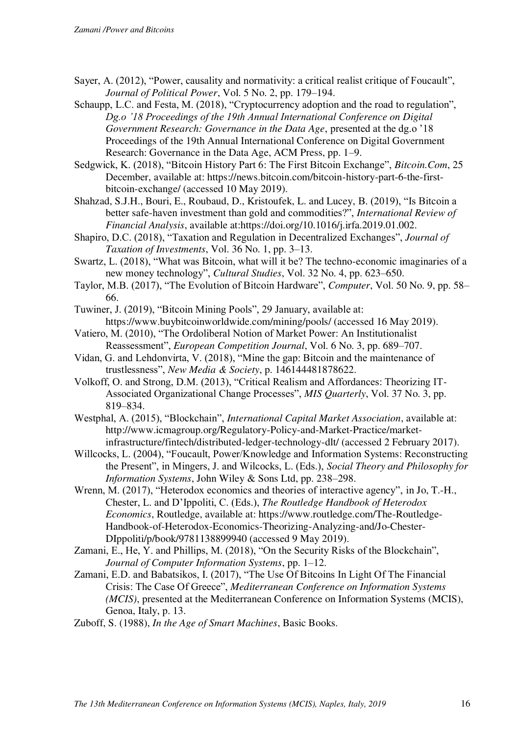Sayer, A. (2012), "Power, causality and normativity: a critical realist critique of Foucault", *Journal of Political Power*, Vol. 5 No. 2, pp. 179–194.

Schaupp, L.C. and Festa, M. (2018), "Cryptocurrency adoption and the road to regulation", *Dg.o '18 Proceedings of the 19th Annual International Conference on Digital Government Research: Governance in the Data Age*, presented at the dg.o '18 Proceedings of the 19th Annual International Conference on Digital Government Research: Governance in the Data Age, ACM Press, pp. 1–9.

Sedgwick, K. (2018), "Bitcoin History Part 6: The First Bitcoin Exchange", *Bitcoin.Com*, 25 December, available at: https://news.bitcoin.com/bitcoin-history-part-6-the-first-bitcoin-exchange/ (accessed 10 May 2019).

Shahzad, S.J.H., Bouri, E., Roubaud, D., Kristoufek, L. and Lucey, B. (2019), "Is Bitcoin a better safe-haven investment than gold and commodities?", *International Review of Financial Analysis*, available at:https://doi.org/10.1016/j.irfa.2019.01.002.

Shapiro, D.C. (2018), "Taxation and Regulation in Decentralized Exchanges", *Journal of Taxation of Investments*, Vol. 36 No. 1, pp. 3–13.

Swartz, L. (2018), "What was Bitcoin, what will it be? The techno-economic imaginaries of a new money technology", *Cultural Studies*, Vol. 32 No. 4, pp. 623–650.

Taylor, M.B. (2017), "The Evolution of Bitcoin Hardware", *Computer*, Vol. 50 No. 9, pp. 58–66.

Tuwiner, J. (2019), "Bitcoin Mining Pools", 29 January, available at: https://www.buybitcoinworldwide.com/mining/pools/ (accessed 16 May 2019).

Vatiero, M. (2010), "The Ordoliberal Notion of Market Power: An Institutionalist Reassessment", *European Competition Journal*, Vol. 6 No. 3, pp. 689–707.

Vidan, G. and Lehdonvirta, V. (2018), "Mine the gap: Bitcoin and the maintenance of trustlessness", *New Media & Society*, p. 146144481878622.

Volkoff, O. and Strong, D.M. (2013), "Critical Realism and Affordances: Theorizing IT-Associated Organizational Change Processes", *MIS Quarterly*, Vol. 37 No. 3, pp. 819–834.

Westphal, A. (2015), "Blockchain", *International Capital Market Association*, available at: http://www.icmagroup.org/Regulatory-Policy-and-Market-Practice/market-infrastructure/fintech/distributed-ledger-technology-dlt/ (accessed 2 February 2017).

Willcocks, L. (2004), "Foucault, Power/Knowledge and Information Systems: Reconstructing the Present", in Mingers, J. and Wilcocks, L. (Eds.), *Social Theory and Philosophy for Information Systems*, John Wiley & Sons Ltd, pp. 238–298.

Wrenn, M. (2017), "Heterodox economics and theories of interactive agency", in Jo, T.-H., Chester, L. and D'Ippoliti, C. (Eds.), *The Routledge Handbook of Heterodox Economics*, Routledge, available at: https://www.routledge.com/The-Routledge-Handbook-of-Heterodox-Economics-Theorizing-Analyzing-and/Jo-Chester-DIppoliti/p/book/9781138899940 (accessed 9 May 2019).

Zamani, E., He, Y. and Phillips, M. (2018), "On the Security Risks of the Blockchain", *Journal of Computer Information Systems*, pp. 1–12.

Zamani, E.D. and Babatsikos, I. (2017), "The Use Of Bitcoins In Light Of The Financial Crisis: The Case Of Greece", *Mediterranean Conference on Information Systems (MCIS)*, presented at the Mediterranean Conference on Information Systems (MCIS), Genoa, Italy, p. 13.

Zuboff, S. (1988), *In the Age of Smart Machines*, Basic Books.